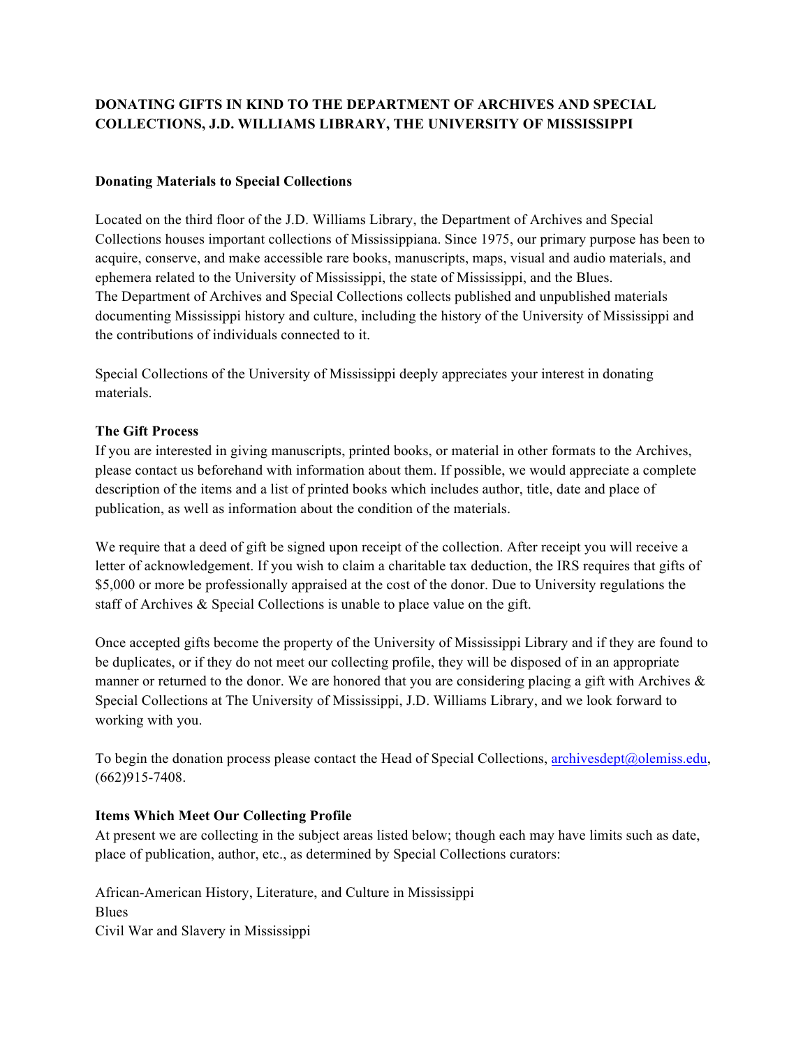# DONATING GIFTS IN KIND TO THE DEPARTMENT OF ARCHIVES AND SPECIAL COLLECTIONS, J.D. WILLIAMS LIBRARY, THE UNIVERSITY OF MISSISSIPPI

## Donating Materials to Special Collections

Located on the third floor of the J.D. Williams Library, the Department of Archives and Special Collections houses important collections of Mississippiana. Since 1975, our primary purpose has been to acquire, conserve, and make accessible rare books, manuscripts, maps, visual and audio materials, and ephemera related to the University of Mississippi, the state of Mississippi, and the Blues.
The Department of Archives and Special Collections collects published and unpublished materials documenting Mississippi history and culture, including the history of the University of Mississippi and the contributions of individuals connected to it.

Special Collections of the University of Mississippi deeply appreciates your interest in donating materials.

## The Gift Process

If you are interested in giving manuscripts, printed books, or material in other formats to the Archives, please contact us beforehand with information about them. If possible, we would appreciate a complete description of the items and a list of printed books which includes author, title, date and place of publication, as well as information about the condition of the materials.

We require that a deed of gift be signed upon receipt of the collection. After receipt you will receive a letter of acknowledgement. If you wish to claim a charitable tax deduction, the IRS requires that gifts of $5,000 or more be professionally appraised at the cost of the donor. Due to University regulations the staff of Archives & Special Collections is unable to place value on the gift.

Once accepted gifts become the property of the University of Mississippi Library and if they are found to be duplicates, or if they do not meet our collecting profile, they will be disposed of in an appropriate manner or returned to the donor. We are honored that you are considering placing a gift with Archives & Special Collections at The University of Mississippi, J.D. Williams Library, and we look forward to working with you.

To begin the donation process please contact the Head of Special Collections, archivesdept@olemiss.edu, (662)915-7408.

## Items Which Meet Our Collecting Profile

At present we are collecting in the subject areas listed below; though each may have limits such as date, place of publication, author, etc., as determined by Special Collections curators:

African-American History, Literature, and Culture in Mississippi
Blues
Civil War and Slavery in Mississippi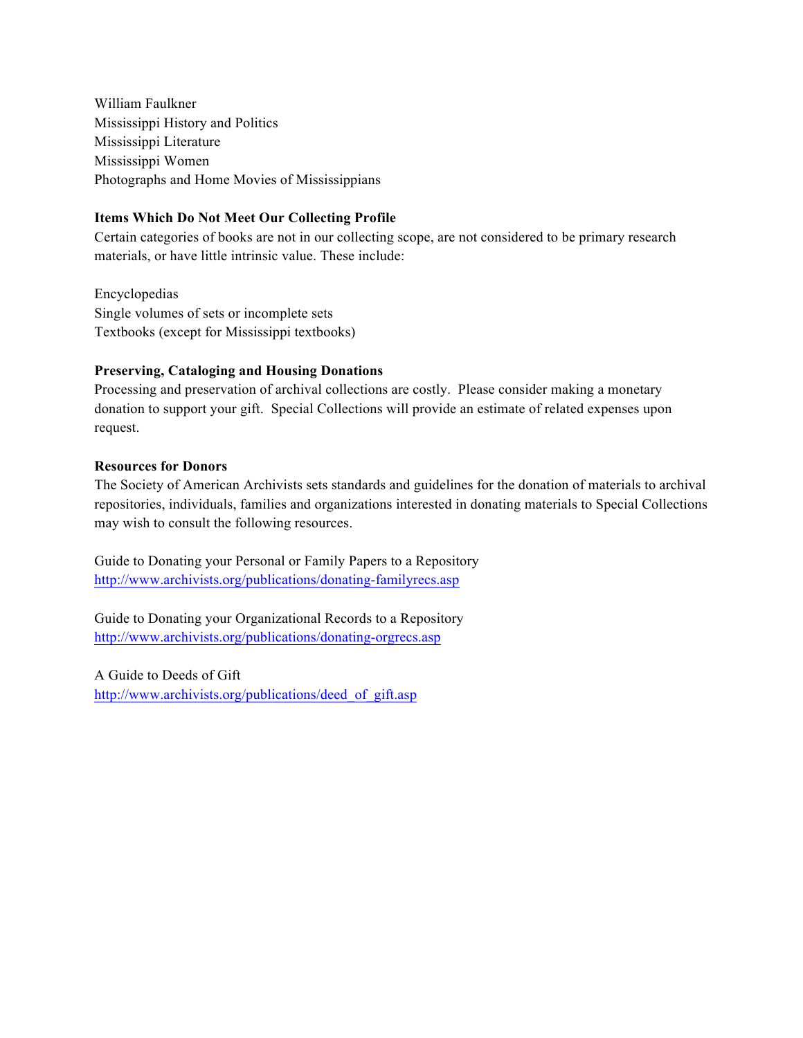William Faulkner
Mississippi History and Politics
Mississippi Literature
Mississippi Women
Photographs and Home Movies of Mississippians

**Items Which Do Not Meet Our Collecting Profile**
Certain categories of books are not in our collecting scope, are not considered to be primary research materials, or have little intrinsic value. These include:

Encyclopedias
Single volumes of sets or incomplete sets
Textbooks (except for Mississippi textbooks)

**Preserving, Cataloging and Housing Donations**
Processing and preservation of archival collections are costly. Please consider making a monetary donation to support your gift. Special Collections will provide an estimate of related expenses upon request.

**Resources for Donors**
The Society of American Archivists sets standards and guidelines for the donation of materials to archival repositories, individuals, families and organizations interested in donating materials to Special Collections may wish to consult the following resources.

Guide to Donating your Personal or Family Papers to a Repository
http://www.archivists.org/publications/donating-familyrecs.asp

Guide to Donating your Organizational Records to a Repository
http://www.archivists.org/publications/donating-orgrecs.asp

A Guide to Deeds of Gift
http://www.archivists.org/publications/deed_of_gift.asp